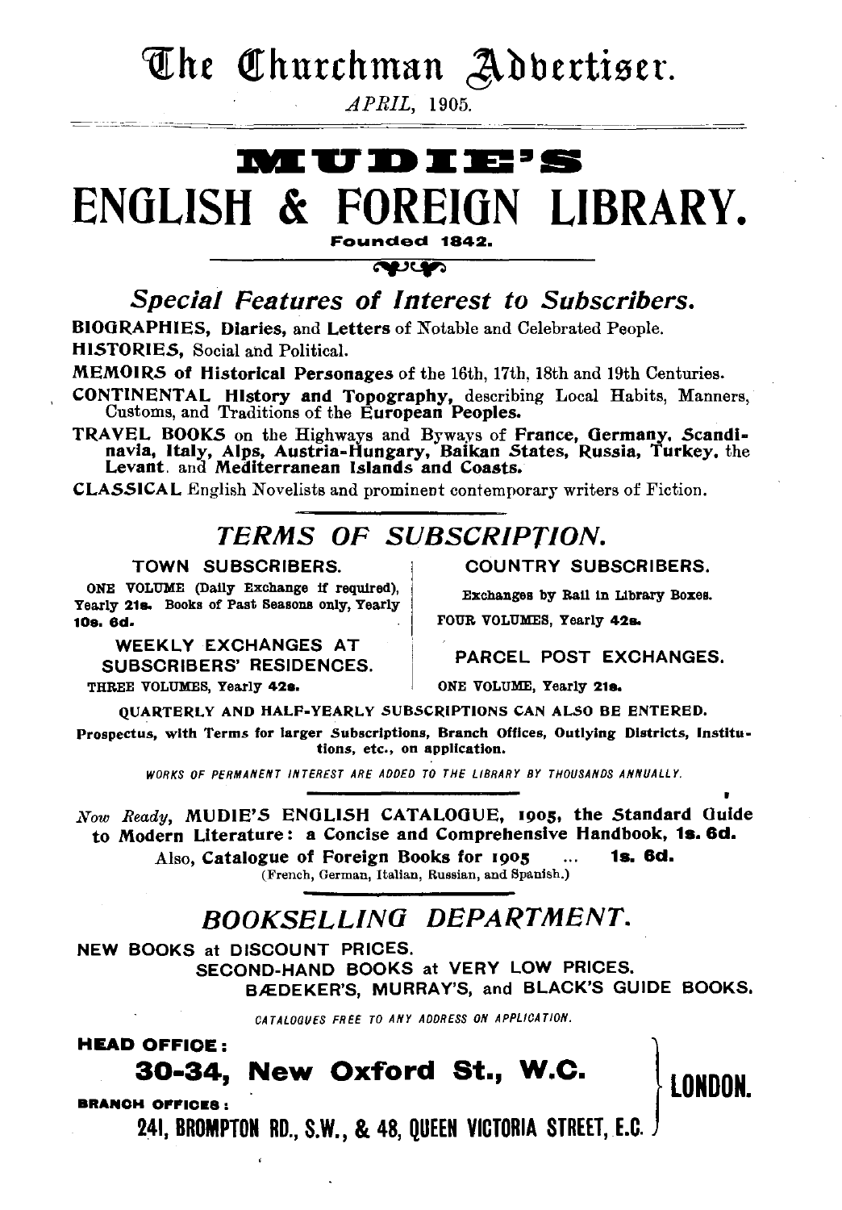# The Churchman Advertiser.

*APRIL*, 1905.

# MUDIE'S
# ENGLISH & FOREIGN LIBRARY.

**Founded 1842.**

## *Special Features of Interest to Subscribers.*

**BIOGRAPHIES, Diaries,** and **Letters** of Notable and Celebrated People.

**HISTORIES,** Social and Political.

**MEMOIRS of Historical Personages** of the 16th, 17th, 18th and 19th Centuries.

**CONTINENTAL History and Topography,** describing Local Habits, Manners, Customs, and Traditions of the **European Peoples.**

**TRAVEL BOOKS** on the Highways and Byways of **France, Germany, Scandinavia, Italy, Alps, Austria-Hungary, Balkan States, Russia, Turkey,** the **Levant,** and **Mediterranean Islands and Coasts.**

**CLASSICAL** English Novelists and prominent contemporary writers of Fiction.

## *TERMS OF SUBSCRIPTION.*

**TOWN SUBSCRIBERS.**

ONE VOLUME (Daily Exchange if required), Yearly **21s.** Books of Past Seasons only, Yearly **10s. 6d.**

**WEEKLY EXCHANGES AT SUBSCRIBERS' RESIDENCES.**

THREE VOLUMES, Yearly **42s.**

**COUNTRY SUBSCRIBERS.**

Exchanges by Rail in Library Boxes.

FOUR VOLUMES, Yearly **42s.**

**PARCEL POST EXCHANGES.**

ONE VOLUME, Yearly **21s.**

**QUARTERLY AND HALF-YEARLY SUBSCRIPTIONS CAN ALSO BE ENTERED.**

**Prospectus, with Terms for larger Subscriptions, Branch Offices, Outlying Districts, Institutions, etc., on application.**

*WORKS OF PERMANENT INTEREST ARE ADDED TO THE LIBRARY BY THOUSANDS ANNUALLY.*

*Now Ready,* **MUDIE'S ENGLISH CATALOGUE, 1905, the Standard Guide to Modern Literature: a Concise and Comprehensive Handbook, 1s. 6d.**

Also, **Catalogue of Foreign Books for 1905** ... **1s. 6d.**
(French, German, Italian, Russian, and Spanish.)

## *BOOKSELLING DEPARTMENT.*

**NEW BOOKS at DISCOUNT PRICES.**

**SECOND-HAND BOOKS at VERY LOW PRICES.**

**BÆDEKER'S, MURRAY'S, and BLACK'S GUIDE BOOKS.**

*CATALOGUES FREE TO ANY ADDRESS ON APPLICATION.*

**HEAD OFFICE:**

**30-34, New Oxford St., W.C.**

**BRANCH OFFICES:**

**241, BROMPTON RD., S.W., & 48, QUEEN VICTORIA STREET, E.C.**

**LONDON.**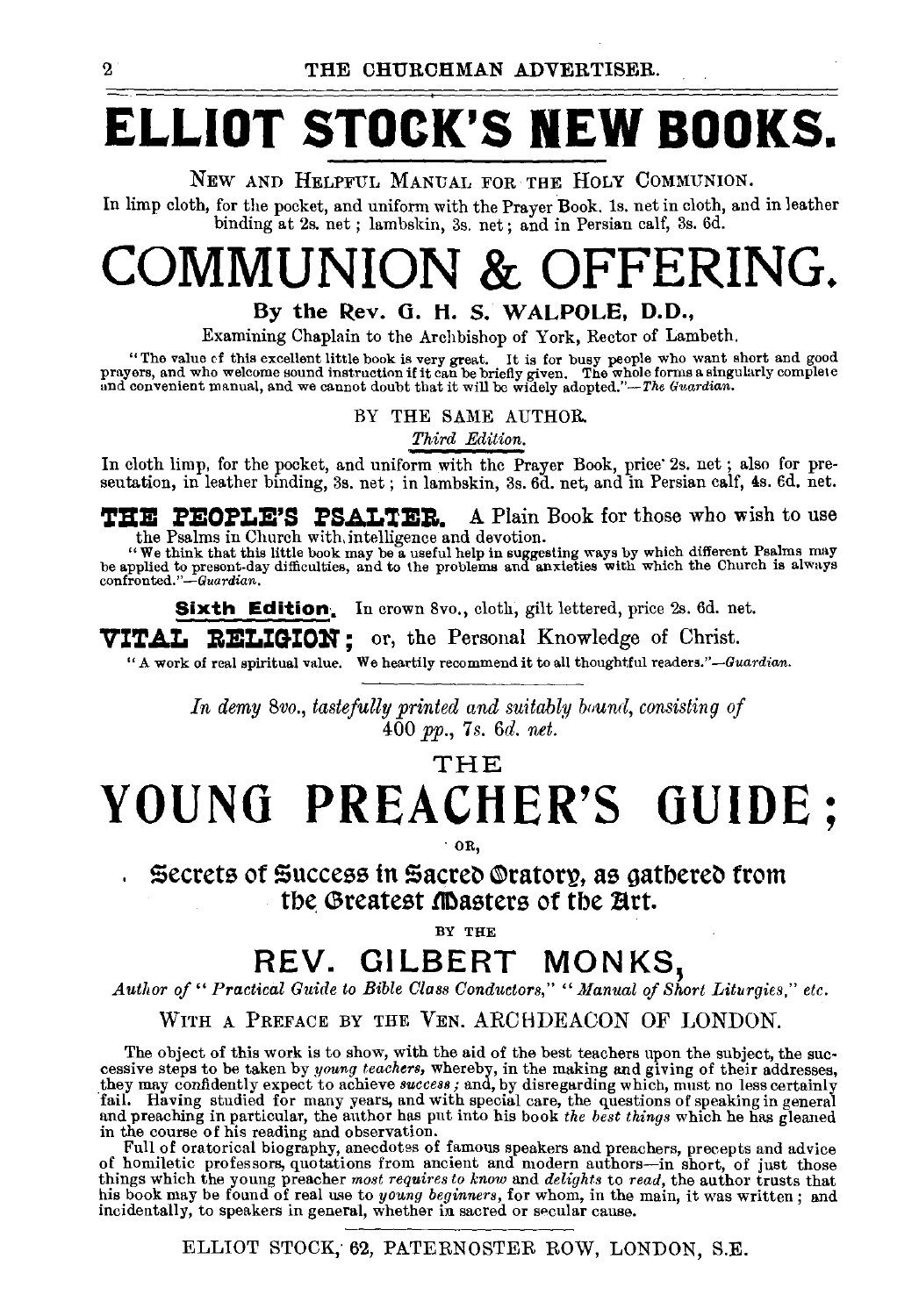# ELLIOT STOCK'S NEW BOOKS.

NEW AND HELPFUL MANUAL FOR THE HOLY COMMUNION.

In limp cloth, for the pocket, and uniform with the Prayer Book. 1s. net in cloth, and in leather binding at 2s. net; lambskin, 3s. net; and in Persian calf, 3s. 6d.

# COMMUNION & OFFERING.

### By the Rev. G. H. S. WALPOLE, D.D.,

Examining Chaplain to the Archbishop of York, Rector of Lambeth.

"The value of this excellent little book is very great. It is for busy people who want short and good prayers, and who welcome sound instruction if it can be briefly given. The whole forms a singularly complete and convenient manual, and we cannot doubt that it will be widely adopted."—*The Guardian.*

BY THE SAME AUTHOR.

*Third Edition.*

In cloth limp, for the pocket, and uniform with the Prayer Book, price 2s. net; also for presentation, in leather binding, 3s. net; in lambskin, 3s. 6d. net, and in Persian calf, 4s. 6d. net.

**THE PEOPLE'S PSALTER.** A Plain Book for those who wish to use the Psalms in Church with intelligence and devotion.

"We think that this little book may be a useful help in suggesting ways by which different Psalms may be applied to present-day difficulties, and to the problems and anxieties with which the Church is always confronted."—*Guardian.*

**Sixth Edition.** In crown 8vo., cloth, gilt lettered, price 2s. 6d. net.

**VITAL RELIGION;** or, the Personal Knowledge of Christ.

"A work of real spiritual value. We heartily recommend it to all thoughtful readers."—*Guardian.*

---

*In demy 8vo., tastefully printed and suitably bound, consisting of 400 pp., 7s. 6d. net.*

THE

# YOUNG PREACHER'S GUIDE;

OR,

## Secrets of Success in Sacred Oratory, as gathered from the Greatest Masters of the Art.

BY THE

## REV. GILBERT MONKS,

*Author of "Practical Guide to Bible Class Conductors," "Manual of Short Liturgies," etc.*

WITH A PREFACE BY THE VEN. ARCHDEACON OF LONDON.

The object of this work is to show, with the aid of the best teachers upon the subject, the successive steps to be taken by *young teachers,* whereby, in the making and giving of their addresses, they may confidently expect to achieve *success*; and, by disregarding which, must no less certainly fail. Having studied for many years, and with special care, the questions of speaking in general and preaching in particular, the author has put into his book *the best things* which he has gleaned in the course of his reading and observation.

Full of oratorical biography, anecdotes of famous speakers and preachers, precepts and advice of homiletic professors, quotations from ancient and modern authors—in short, of just those things which the young preacher *most requires to know* and *delights* to *read*, the author trusts that his book may be found of real use to *young beginners*, for whom, in the main, it was written; and incidentally, to speakers in general, whether in sacred or secular cause.

ELLIOT STOCK, 62, PATERNOSTER ROW, LONDON, S.E.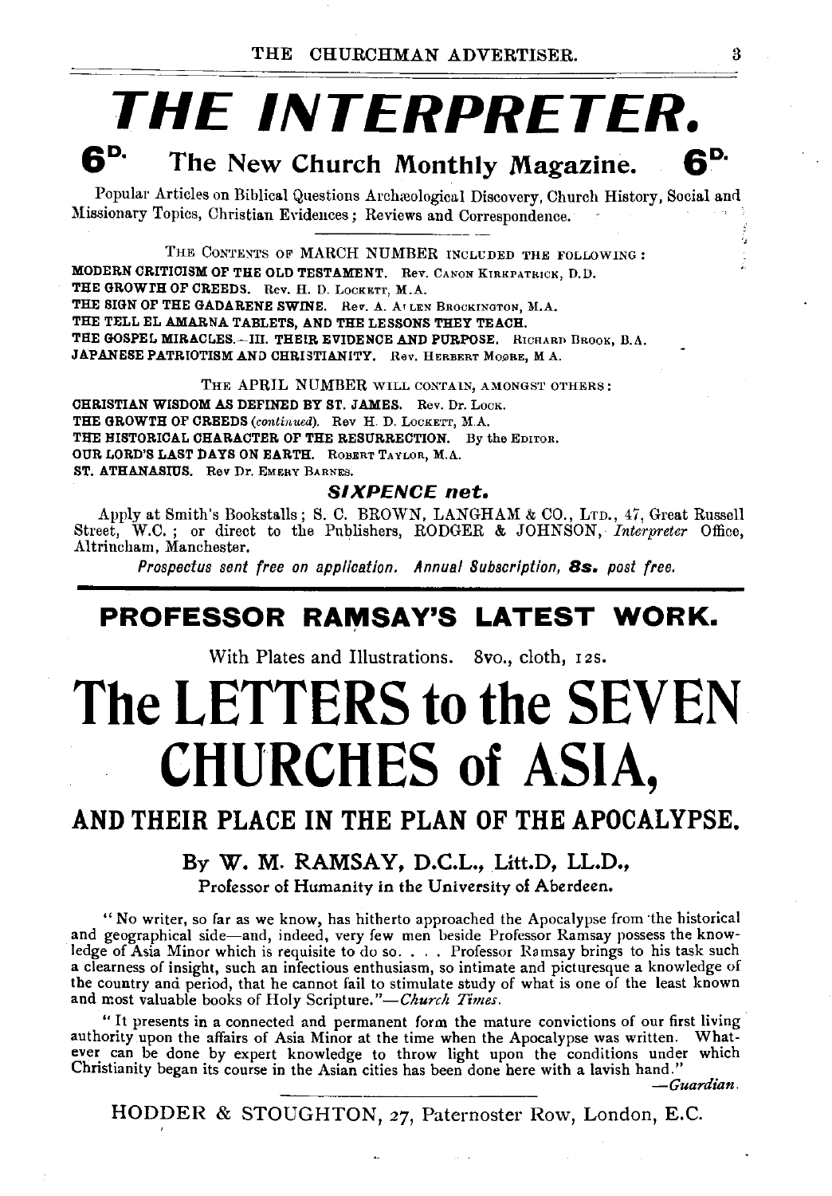# THE INTERPRETER.

## 6D. The New Church Monthly Magazine. 6D.

Popular Articles on Biblical Questions Archæological Discovery, Church History, Social and Missionary Topics, Christian Evidences; Reviews and Correspondence.

THE CONTENTS OF MARCH NUMBER INCLUDED THE FOLLOWING:

**MODERN CRITICISM OF THE OLD TESTAMENT.** Rev. CANON KIRKPATRICK, D.D.
**THE GROWTH OF CREEDS.** Rev. H. D. LOCKETT, M.A.
**THE SIGN OF THE GADARENE SWINE.** Rev. A. ALLEN BROCKINGTON, M.A.
**THE TELL EL AMARNA TABLETS, AND THE LESSONS THEY TEACH.**
**THE GOSPEL MIRACLES.—III. THEIR EVIDENCE AND PURPOSE.** RICHARD BROOK, B.A.
**JAPANESE PATRIOTISM AND CHRISTIANITY.** Rev. HERBERT MOORE, M A.

THE APRIL NUMBER WILL CONTAIN, AMONGST OTHERS:

**CHRISTIAN WISDOM AS DEFINED BY ST. JAMES.** Rev. Dr. LOCK.
**THE GROWTH OF CREEDS** (*continued*). Rev H. D. LOCKETT, M.A.
**THE HISTORICAL CHARACTER OF THE RESURRECTION.** By the EDITOR.
**OUR LORD'S LAST DAYS ON EARTH.** ROBERT TAYLOR, M.A.
**ST. ATHANASIUS.** Rev Dr. EMERY BARNES.

***SIXPENCE net.***

Apply at Smith's Bookstalls; S. C. BROWN, LANGHAM & CO., LTD., 47, Great Russell Street, W.C.; or direct to the Publishers, RODGER & JOHNSON, *Interpreter* Office, Altrincham, Manchester.

*Prospectus sent free on application. Annual Subscription, **8s.** post free.*

---

## PROFESSOR RAMSAY'S LATEST WORK.

With Plates and Illustrations. 8vo., cloth, 12s.

# The LETTERS to the SEVEN CHURCHES of ASIA,

## AND THEIR PLACE IN THE PLAN OF THE APOCALYPSE.

### By W. M. RAMSAY, D.C.L., Litt.D, LL.D.,

**Professor of Humanity in the University of Aberdeen.**

"No writer, so far as we know, has hitherto approached the Apocalypse from the historical and geographical side—and, indeed, very few men beside Professor Ramsay possess the knowledge of Asia Minor which is requisite to do so. . . . Professor Ramsay brings to his task such a clearness of insight, such an infectious enthusiasm, so intimate and picturesque a knowledge of the country and period, that he cannot fail to stimulate study of what is one of the least known and most valuable books of Holy Scripture."—*Church Times.*

"It presents in a connected and permanent form the mature convictions of our first living authority upon the affairs of Asia Minor at the time when the Apocalypse was written. Whatever can be done by expert knowledge to throw light upon the conditions under which Christianity began its course in the Asian cities has been done here with a lavish hand."

—*Guardian.*

HODDER & STOUGHTON, 27, Paternoster Row, London, E.C.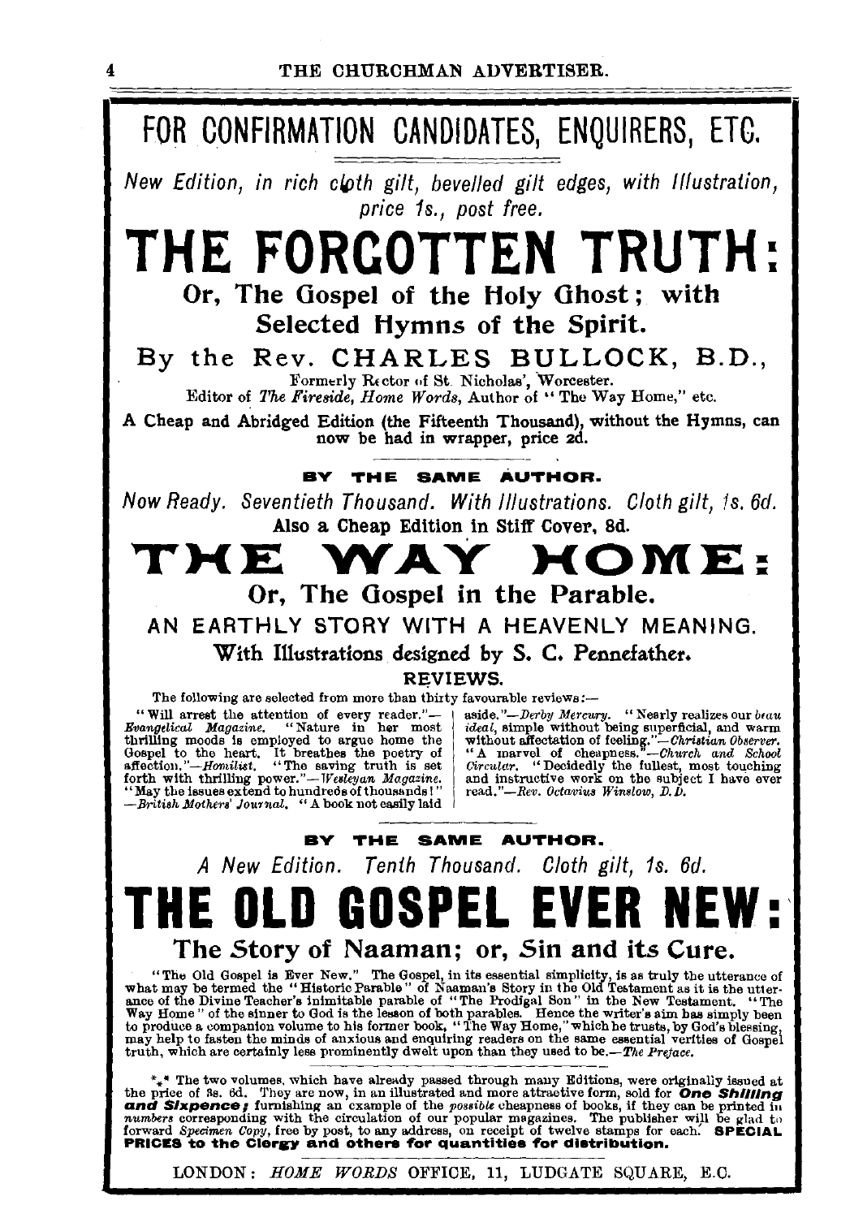# FOR CONFIRMATION CANDIDATES, ENQUIRERS, ETC.

*New Edition, in rich cloth gilt, bevelled gilt edges, with Illustration, price 1s., post free.*

# THE FORGOTTEN TRUTH:

## Or, The Gospel of the Holy Ghost; with Selected Hymns of the Spirit.

### By the Rev. CHARLES BULLOCK, B.D.,

Formerly Rector of St. Nicholas', Worcester.
Editor of *The Fireside*, *Home Words*, Author of "The Way Home," etc.

**A Cheap and Abridged Edition (the Fifteenth Thousand), without the Hymns, can now be had in wrapper, price 2d.**

**BY THE SAME AUTHOR.**

*Now Ready. Seventieth Thousand. With Illustrations. Cloth gilt, 1s. 6d.*
**Also a Cheap Edition in Stiff Cover, 8d.**

# THE WAY HOME:

## Or, The Gospel in the Parable.

### AN EARTHLY STORY WITH A HEAVENLY MEANING.

**With Illustrations designed by S. C. Pennefather.**

**REVIEWS.**

The following are selected from more than thirty favourable reviews:—

"Will arrest the attention of every reader."—*Evangelical Magazine.* "Nature in her most thrilling moods is employed to argue home the Gospel to the heart. It breathes the poetry of affection."—*Homilist.* "The saving truth is set forth with thrilling power."—*Wesleyan Magazine.* "May the issues extend to hundreds of thousands!"—*British Mothers' Journal.* "A book not easily laid aside."—*Derby Mercury.* "Nearly realizes our *beau ideal*, simple without being superficial, and warm without affectation of feeling."—*Christian Observer.* "A marvel of cheapness."—*Church and School Circular.* "Decidedly the fullest, most touching and instructive work on the subject I have ever read."—*Rev. Octavius Winslow, D.D.*

**BY THE SAME AUTHOR.**

*A New Edition. Tenth Thousand. Cloth gilt, 1s. 6d.*

# THE OLD GOSPEL EVER NEW:

## The Story of Naaman; or, Sin and its Cure.

"The Old Gospel is Ever New." The Gospel, in its essential simplicity, is as truly the utterance of what may be termed the "Historic Parable" of Naaman's Story in the Old Testament as it is the utterance of the Divine Teacher's inimitable parable of "The Prodigal Son" in the New Testament. "The Way Home" of the sinner to God is the lesson of both parables. Hence the writer's aim has simply been to produce a companion volume to his former book, "The Way Home," which he trusts, by God's blessing, may help to fasten the minds of anxious and enquiring readers on the same essential verities of Gospel truth, which are certainly less prominently dwelt upon than they used to be.—*The Preface.*

\*\*\* The two volumes, which have already passed through many Editions, were originally issued at the price of 3s. 6d. They are now, in an illustrated and more attractive form, sold for ***One Shilling and Sixpence;*** furnishing an example of the *possible* cheapness of books, if they can be printed in *numbers* corresponding with the circulation of our popular magazines. The publisher will be glad to forward *Specimen Copy*, free by post, to any address, on receipt of twelve stamps for each. **SPECIAL PRICES to the Clergy and others for quantities for distribution.**

LONDON: *HOME WORDS* OFFICE, 11, LUDGATE SQUARE, E.C.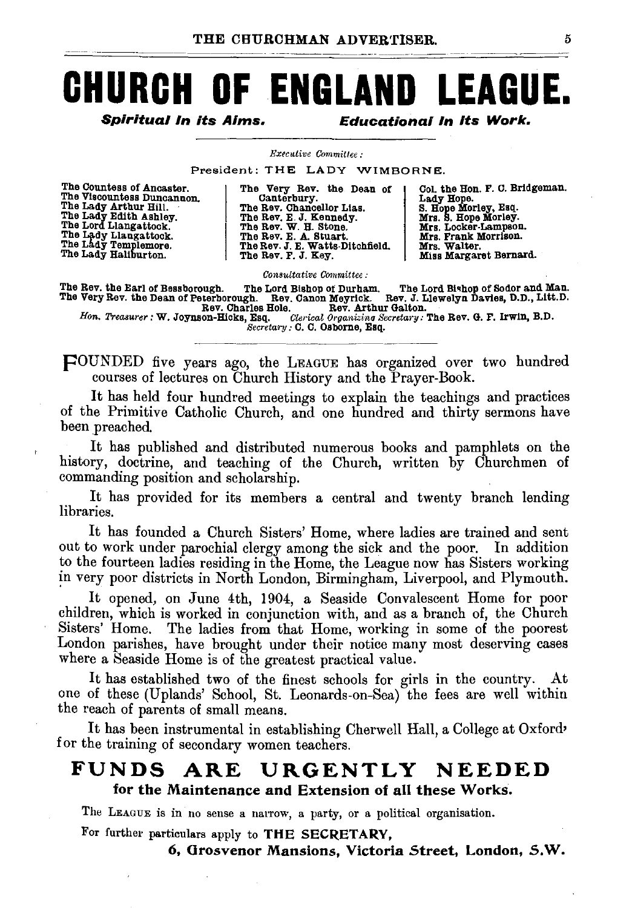# CHURCH OF ENGLAND LEAGUE.

***Spiritual in its Aims.*** ***Educational in its Work.***

*Executive Committee:*

President: THE LADY WIMBORNE.

The Countess of Ancaster.
The Viscountess Duncannon.
The Lady Arthur Hill.
The Lady Edith Ashley.
The Lord Llangattock.
The Lady Llangattock.
The Lady Templemore.
The Lady Haliburton.

The Very Rev. the Dean of Canterbury.
The Rev. Chancellor Lias.
The Rev. E. J. Kennedy.
The Rev. W. H. Stone.
The Rev. E. A. Stuart.
The Rev. J. E. Watts-Ditchfield.
The Rev. F. J. Key.

Col. the Hon. F. C. Bridgeman.
Lady Hope.
S. Hope Morley, Esq.
Mrs. S. Hope Morley.
Mrs. Locker-Lampson.
Mrs. Frank Morrison.
Mrs. Walter.
Miss Margaret Bernard.

*Consultative Committee:*

The Rev. the Earl of Bessborough. The Lord Bishop of Durham. The Lord Bishop of Sodor and Man.
The Very Rev. the Dean of Peterborough. Rev. Canon Meyrick. Rev. J. Llewelyn Davies, D.D., Litt.D.
Rev. Charles Hole. Rev. Arthur Galton.
*Hon. Treasurer:* W. Joynson-Hicks, Esq. *Clerical Organizing Secretary:* The Rev. G. F. Irwin, B.D.
*Secretary:* C. C. Osborne, Esq.

FOUNDED five years ago, the LEAGUE has organized over two hundred courses of lectures on Church History and the Prayer-Book.

It has held four hundred meetings to explain the teachings and practices of the Primitive Catholic Church, and one hundred and thirty sermons have been preached.

It has published and distributed numerous books and pamphlets on the history, doctrine, and teaching of the Church, written by Churchmen of commanding position and scholarship.

It has provided for its members a central and twenty branch lending libraries.

It has founded a Church Sisters' Home, where ladies are trained and sent out to work under parochial clergy among the sick and the poor. In addition to the fourteen ladies residing in the Home, the League now has Sisters working in very poor districts in North London, Birmingham, Liverpool, and Plymouth.

It opened, on June 4th, 1904, a Seaside Convalescent Home for poor children, which is worked in conjunction with, and as a branch of, the Church Sisters' Home. The ladies from that Home, working in some of the poorest London parishes, have brought under their notice many most deserving cases where a Seaside Home is of the greatest practical value.

It has established two of the finest schools for girls in the country. At one of these (Uplands' School, St. Leonards-on-Sea) the fees are well within the reach of parents of small means.

It has been instrumental in establishing Cherwell Hall, a College at Oxford, for the training of secondary women teachers.

## FUNDS ARE URGENTLY NEEDED

**for the Maintenance and Extension of all these Works.**

The LEAGUE is in no sense a narrow, a party, or a political organisation.

For further particulars apply to **THE SECRETARY,**

**6, Grosvenor Mansions, Victoria Street, London, S.W.**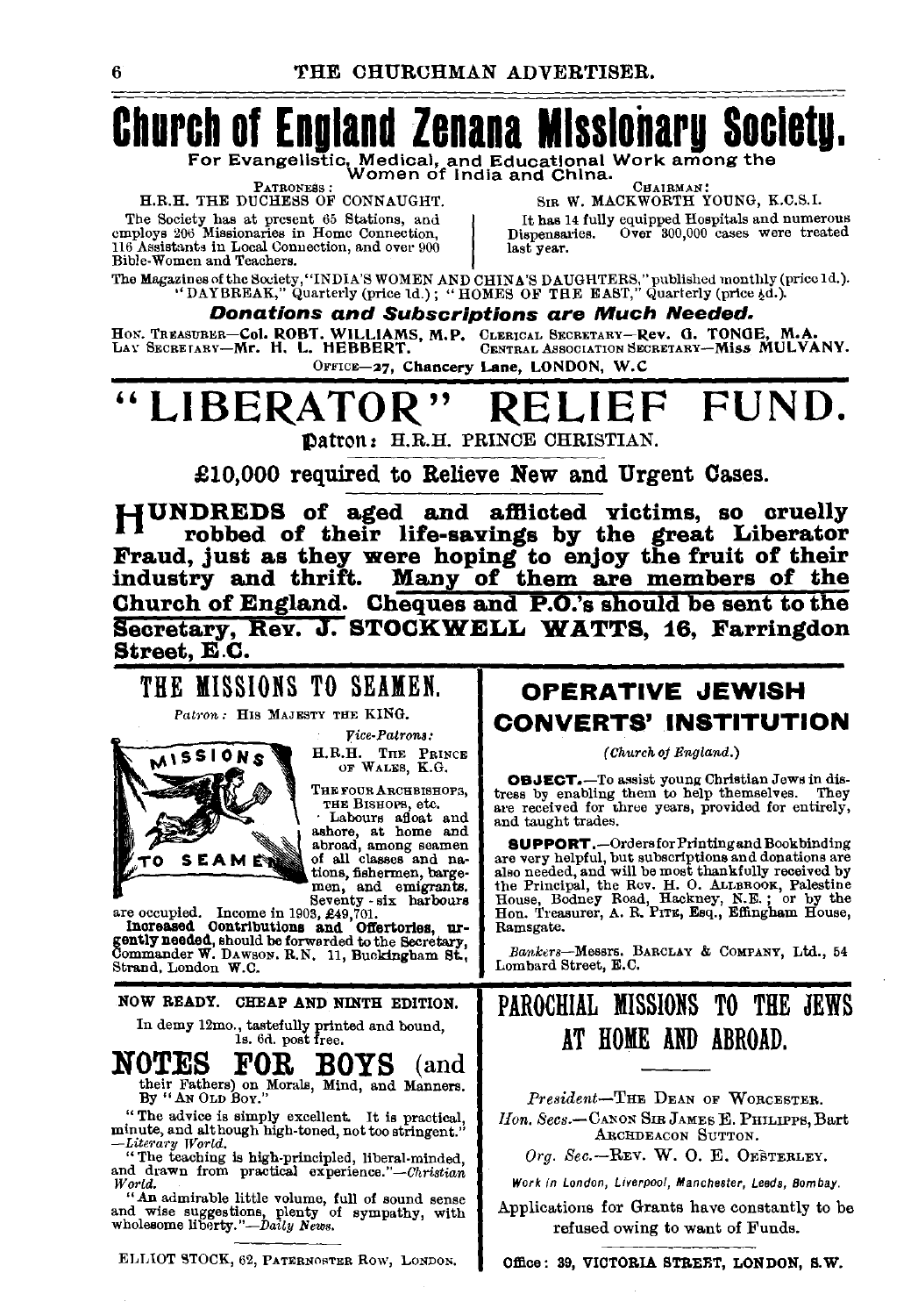# Church of England Zenana Missionary Society.

For Evangelistic, Medical, and Educational Work among the Women of India and China.

PATRONESS: H.R.H. THE DUCHESS OF CONNAUGHT.

CHAIRMAN: SIR W. MACKWORTH YOUNG, K.C.S.I.

The Society has at present 65 Stations, and employs 206 Missionaries in Home Connection, 116 Assistants in Local Connection, and over 900 Bible-Women and Teachers.

It has 14 fully equipped Hospitals and numerous Dispensaries. Over 300,000 cases were treated last year.

The Magazines of the Society, "INDIA'S WOMEN AND CHINA'S DAUGHTERS," published monthly (price 1d.). "DAYBREAK," Quarterly (price 1d.); "HOMES OF THE EAST," Quarterly (price ½d.).

***Donations and Subscriptions are Much Needed.***

HON. TREASURER—**Col. ROBT. WILLIAMS, M.P.** CLERICAL SECRETARY—**Rev. G. TONGE, M.A.**
LAY SECRETARY—**Mr. H. L. HEBBERT.** CENTRAL ASSOCIATION SECRETARY—**Miss MULVANY.**

OFFICE—**27, Chancery Lane, LONDON, W.C**

# "LIBERATOR" RELIEF FUND.

**Patron:** H.R.H. PRINCE CHRISTIAN.

**£10,000 required to Relieve New and Urgent Cases.**

**HUNDREDS of aged and afflicted victims, so cruelly robbed of their life-savings by the great Liberator Fraud, just as they were hoping to enjoy the fruit of their industry and thrift. Many of them are members of the Church of England. Cheques and P.O.'s should be sent to the Secretary, Rev. J. STOCKWELL WATTS, 16, Farringdon Street, E.C.**

## THE MISSIONS TO SEAMEN.

*Patron:* HIS MAJESTY THE KING.

*Vice-Patrons:* H.R.H. THE PRINCE OF WALES, K.G.

THE FOUR ARCHBISHOPS, THE BISHOPS, etc.

Labours afloat and ashore, at home and abroad, among seamen of all classes and nations, fishermen, bargemen, and emigrants. Seventy-six harbours are occupied. Income in 1903, £49,701.

**Increased Contributions and Offertories, urgently needed,** should be forwarded to the Secretary, Commander W. DAWSON, R.N. 11, Buckingham St., Strand, London W.C.

## OPERATIVE JEWISH CONVERTS' INSTITUTION

*(Church of England.)*

**OBJECT.**—To assist young Christian Jews in distress by enabling them to help themselves. They are received for three years, provided for entirely, and taught trades.

**SUPPORT.**—Orders for Printing and Bookbinding are very helpful, but subscriptions and donations are also needed, and will be most thankfully received by the Principal, the Rev. H. O. ALLBROOK, Palestine House, Bodney Road, Hackney, N.E.; or by the Hon. Treasurer, A. R. PITE, Esq., Effingham House, Ramsgate.

*Bankers*—Messrs. BARCLAY & COMPANY, Ltd., 54 Lombard Street, E.C.

NOW READY. CHEAP AND NINTH EDITION.

In demy 12mo., tastefully printed and bound, 1s. 6d. post free.

## NOTES FOR BOYS (and their Fathers) on Morals, Mind, and Manners.

By "AN OLD BOY."

"The advice is simply excellent. It is practical, minute, and although high-toned, not too stringent."—*Literary World.*

"The teaching is high-principled, liberal-minded, and drawn from practical experience."—*Christian World.*

"An admirable little volume, full of sound sense and wise suggestions, plenty of sympathy, with wholesome liberty."—*Daily News.*

ELLIOT STOCK, 62, PATERNOSTER ROW, LONDON.

## PAROCHIAL MISSIONS TO THE JEWS AT HOME AND ABROAD.

*President*—THE DEAN OF WORCESTER.

*Hon. Secs.*—CANON SIR JAMES E. PHILIPPS, Bart. ARCHDEACON SUTTON.

*Org. Sec.*—REV. W. O. E. OESTERLEY.

*Work in London, Liverpool, Manchester, Leeds, Bombay.*

Applications for Grants have constantly to be refused owing to want of Funds.

**Office: 39, VICTORIA STREET, LONDON, S.W.**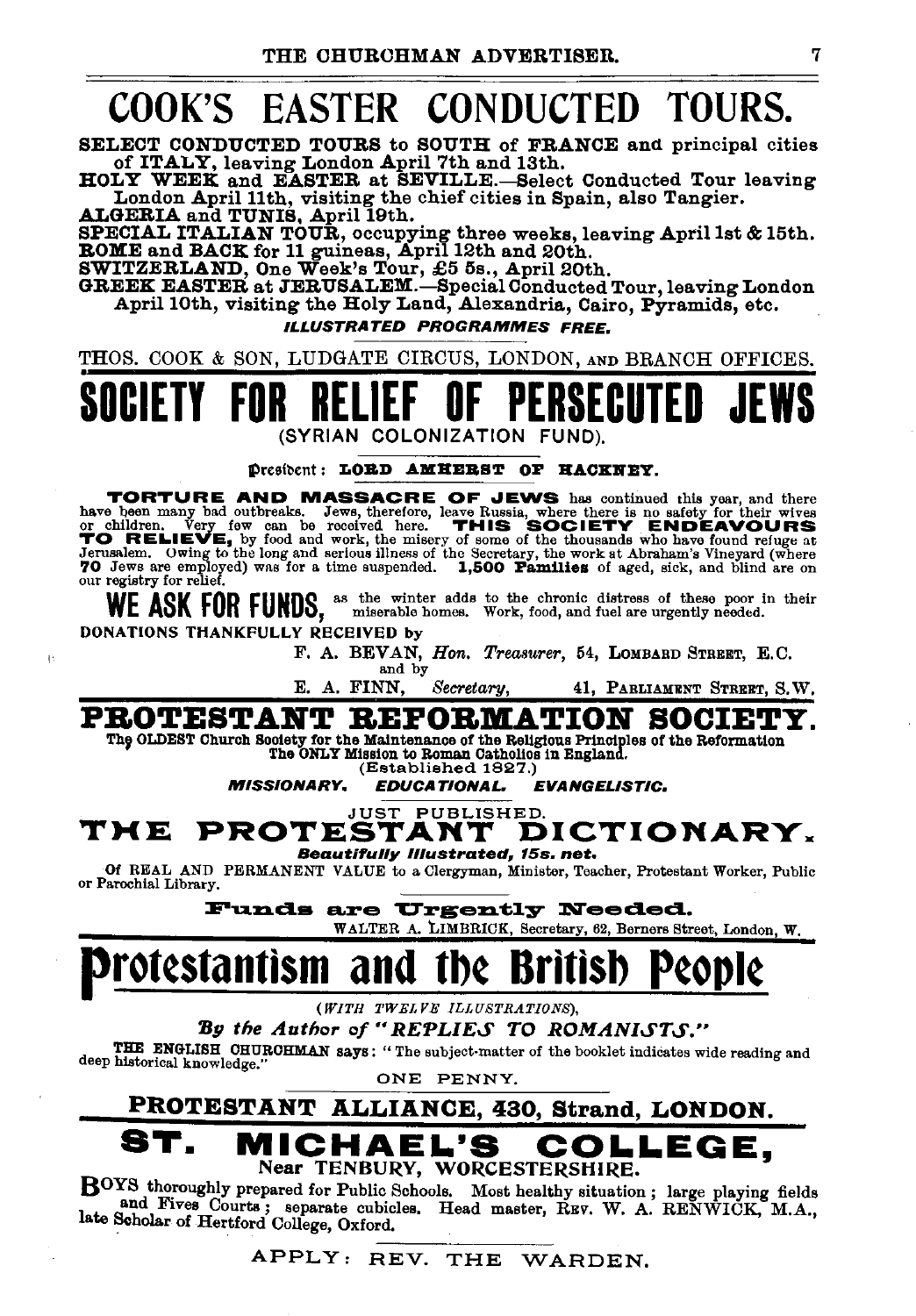# COOK'S EASTER CONDUCTED TOURS.

**SELECT CONDUCTED TOURS to SOUTH of FRANCE** and principal cities of **ITALY**, leaving London April 7th and 13th.

**HOLY WEEK and EASTER at SEVILLE.**—Select Conducted Tour leaving London April 11th, visiting the chief cities in Spain, also Tangier.

**ALGERIA and TUNIS**, April 19th.

**SPECIAL ITALIAN TOUR**, occupying three weeks, leaving April 1st & 15th.

**ROME and BACK for 11 guineas, April 12th and 20th.**

**SWITZERLAND**, One Week's Tour, £5 5s., April 20th.

**GREEK EASTER at JERUSALEM.**—Special Conducted Tour, leaving London April 10th, visiting the Holy Land, Alexandria, Cairo, Pyramids, etc.

***ILLUSTRATED PROGRAMMES FREE.***

THOS. COOK & SON, LUDGATE CIRCUS, LONDON, AND BRANCH OFFICES.

# SOCIETY FOR RELIEF OF PERSECUTED JEWS

(SYRIAN COLONIZATION FUND).

President: **LORD AMHERST OF HACKNEY.**

**TORTURE AND MASSACRE OF JEWS** has continued this year, and there have been many bad outbreaks. Jews, therefore, leave Russia, where there is no safety for their wives or children. Very few can be received here. **THIS SOCIETY ENDEAVOURS TO RELIEVE,** by food and work, the misery of some of the thousands who have found refuge at Jerusalem. Owing to the long and serious illness of the Secretary, the work at Abraham's Vineyard (where **70** Jews are employed) was for a time suspended. **1,500 Families** of aged, sick, and blind are on our registry for relief.

**WE ASK FOR FUNDS,** as the winter adds to the chronic distress of these poor in their miserable homes. Work, food, and fuel are urgently needed.

DONATIONS THANKFULLY RECEIVED by

F. A. BEVAN, *Hon. Treasurer*, 54, LOMBARD STREET, E.C.
and by
E. A. FINN, *Secretary*, 41, PARLIAMENT STREET, S.W.

# PROTESTANT REFORMATION SOCIETY.

The OLDEST Church Society for the Maintenance of the Religious Principles of the Reformation
The ONLY Mission to Roman Catholics in England.
(Established 1827.)

***MISSIONARY. EDUCATIONAL. EVANGELISTIC.***

JUST PUBLISHED.

## THE PROTESTANT DICTIONARY.

***Beautifully Illustrated, 15s. net.***

Of REAL AND PERMANENT VALUE to a Clergyman, Minister, Teacher, Protestant Worker, Public or Parochial Library.

**Funds are Urgently Needed.**

WALTER A. LIMBRICK, Secretary, 62, Berners Street, London, W.

# Protestantism and the British People

(*WITH TWELVE ILLUSTRATIONS*),

***By the Author of "REPLIES TO ROMANISTS."***

THE ENGLISH CHURCHMAN says: "The subject-matter of the booklet indicates wide reading and deep historical knowledge."

ONE PENNY.

**PROTESTANT ALLIANCE, 430, Strand, LONDON.**

# ST. MICHAEL'S COLLEGE,

**Near TENBURY, WORCESTERSHIRE.**

BOYS thoroughly prepared for Public Schools. Most healthy situation; large playing fields and Fives Courts; separate cubicles. Head master, REV. W. A. RENWICK, M.A., late Scholar of Hertford College, Oxford.

APPLY: REV. THE WARDEN.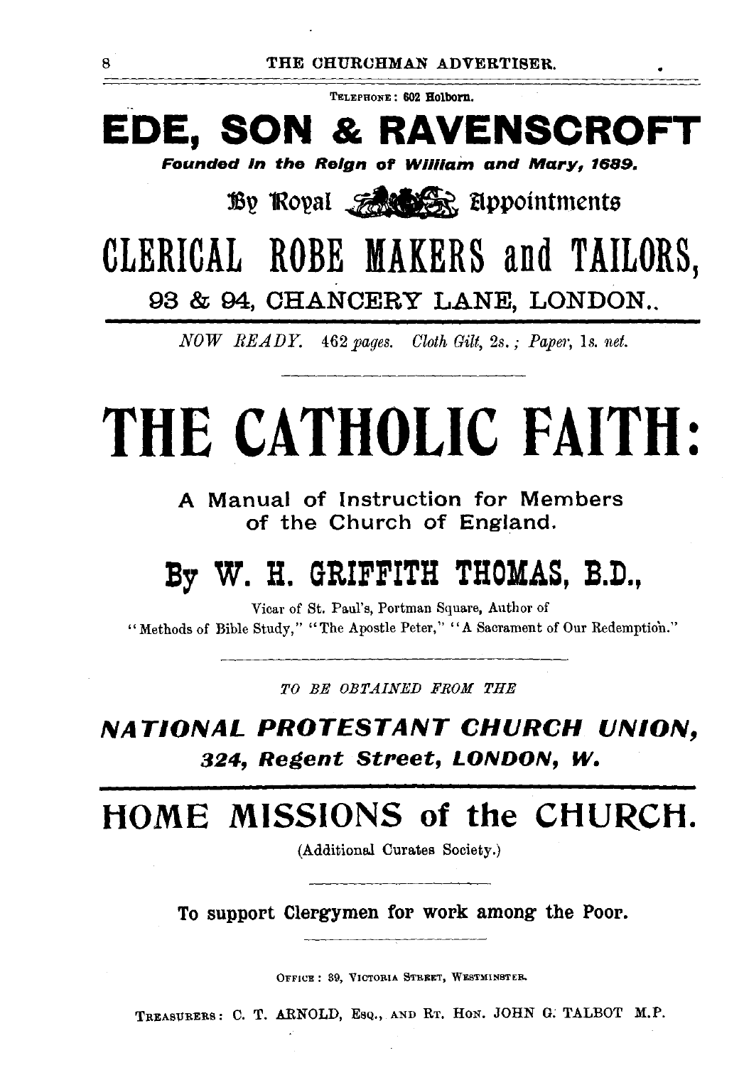TELEPHONE: 602 Holborn.

# EDE, SON & RAVENSCROFT

***Founded in the Reign of William and Mary, 1689.***

By Royal Appointments

## CLERICAL ROBE MAKERS and TAILORS,

### 93 & 94, CHANCERY LANE, LONDON.

*NOW READY.* 462 *pages. Cloth Gilt,* 2*s.*; *Paper,* 1*s. net.*

---

# THE CATHOLIC FAITH:

### A Manual of Instruction for Members of the Church of England.

## By W. H. GRIFFITH THOMAS, B.D.,

Vicar of St. Paul's, Portman Square, Author of "Methods of Bible Study," "The Apostle Peter," "A Sacrament of Our Redemption."

---

*TO BE OBTAINED FROM THE*

## *NATIONAL PROTESTANT CHURCH UNION,*

### *324, Regent Street, LONDON, W.*

---

# HOME MISSIONS of the CHURCH.

(Additional Curates Society.)

---

**To support Clergymen for work among the Poor.**

---

OFFICE: 39, VICTORIA STREET, WESTMINSTER.

TREASURERS: C. T. ARNOLD, ESQ., AND RT. HON. JOHN G. TALBOT M.P.